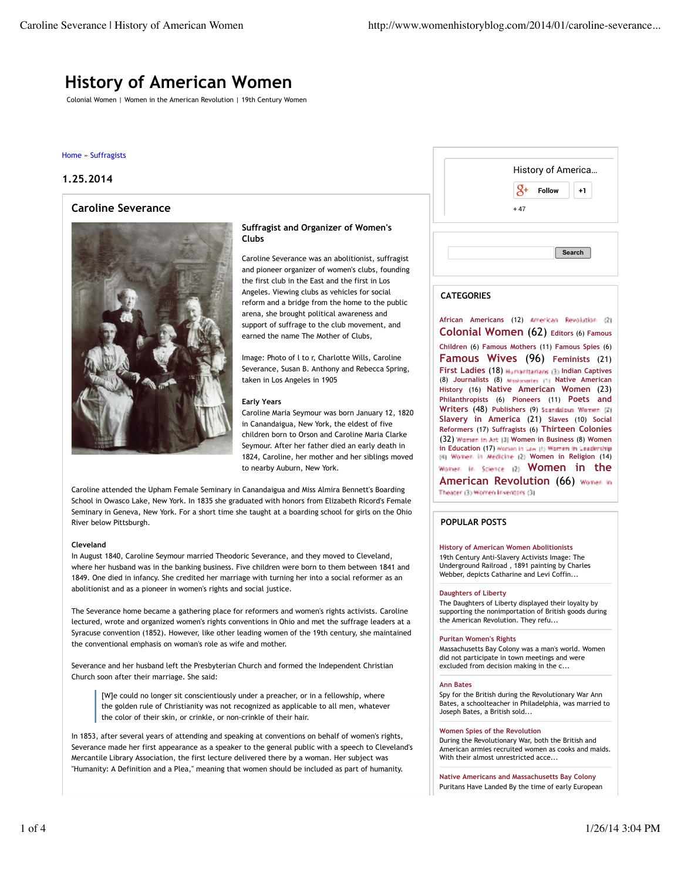# History of American Women

Colonial Women | Women in the American Revolution | 19th Century Women

Home » Suffragists

1.25.2014

## Caroline Severance

### Suffragist and Organizer of Women's Clubs

Caroline Severance was an abolitionist, suffragist and pioneer organizer of women's clubs, founding the first club in the East and the first in Los Angeles. Viewing clubs as vehicles for social reform and a bridge from the home to the public arena, she brought political awareness and support of suffrage to the club movement, and earned the name The Mother of Clubs,

Image: Photo of l to r, Charlotte Wills, Caroline Severance, Susan B. Anthony and Rebecca Spring, taken in Los Angeles in 1905

**Early Years**

Caroline Maria Seymour was born January 12, 1820 in Canandaigua, New York, the eldest of five children born to Orson and Caroline Maria Clarke Seymour. After her father died an early death in 1824, Caroline, her mother and her siblings moved to nearby Auburn, New York.

Caroline attended the Upham Female Seminary in Canandaigua and Miss Almira Bennett's Boarding School in Owasco Lake, New York. In 1835 she graduated with honors from Elizabeth Ricord's Female Seminary in Geneva, New York. For a short time she taught at a boarding school for girls on the Ohio River below Pittsburgh.

**Cleveland**

In August 1840, Caroline Seymour married Theodoric Severance, and they moved to Cleveland, where her husband was in the banking business. Five children were born to them between 1841 and 1849. One died in infancy. She credited her marriage with turning her into a social reformer as an abolitionist and as a pioneer in women's rights and social justice.

The Severance home became a gathering place for reformers and women's rights activists. Caroline lectured, wrote and organized women's rights conventions in Ohio and met the suffrage leaders at a Syracuse convention (1852). However, like other leading women of the 19th century, she maintained the conventional emphasis on woman's role as wife and mother.

Severance and her husband left the Presbyterian Church and formed the Independent Christian Church soon after their marriage. She said:

> [W]e could no longer sit conscientiously under a preacher, or in a fellowship, where the golden rule of Christianity was not recognized as applicable to all men, whatever the color of their skin, or crinkle, or non-crinkle of their hair.

In 1853, after several years of attending and speaking at conventions on behalf of women's rights, Severance made her first appearance as a speaker to the general public with a speech to Cleveland's Mercantile Library Association, the first lecture delivered there by a woman. Her subject was "Humanity: A Definition and a Plea," meaning that women should be included as part of humanity.

History of America...

Follow +1

+ 47

Search

## CATEGORIES

African Americans (12) American Revolution (2) Colonial Women (62) Editors (6) Famous Children (6) Famous Mothers (11) Famous Spies (6) Famous Wives (96) Feminists (21) First Ladies (18) Humanitarians (3) Indian Captives (8) Journalists (8) Missionaries (1) Native American History (16) Native American Women (23) Philanthropists (6) Pioneers (11) Poets and Writers (48) Publishers (9) Scandalous Women (2) Slavery in America (21) Slaves (10) Social Reformers (17) Suffragists (6) Thirteen Colonies (32) Women in Art (3) Women in Business (8) Women in Education (17) Women in Law (1) Women in Leadership (4) Women in Medicine (2) Women in Religion (14) Women in Science (2) Women in the American Revolution (66) Women in Theater (3) Women Inventors (3)

## POPULAR POSTS

**History of American Women Abolitionists**
19th Century Anti-Slavery Activists Image: The Underground Railroad , 1891 painting by Charles Webber, depicts Catharine and Levi Coffin...

**Daughters of Liberty**
The Daughters of Liberty displayed their loyalty by supporting the nonimportation of British goods during the American Revolution. They refu...

**Puritan Women's Rights**
Massachusetts Bay Colony was a man's world. Women did not participate in town meetings and were excluded from decision making in the c...

**Ann Bates**
Spy for the British during the Revolutionary War Ann Bates, a schoolteacher in Philadelphia, was married to Joseph Bates, a British sold...

**Women Spies of the Revolution**
During the Revolutionary War, both the British and American armies recruited women as cooks and maids. With their almost unrestricted acce...

**Native Americans and Massachusetts Bay Colony**
Puritans Have Landed By the time of early European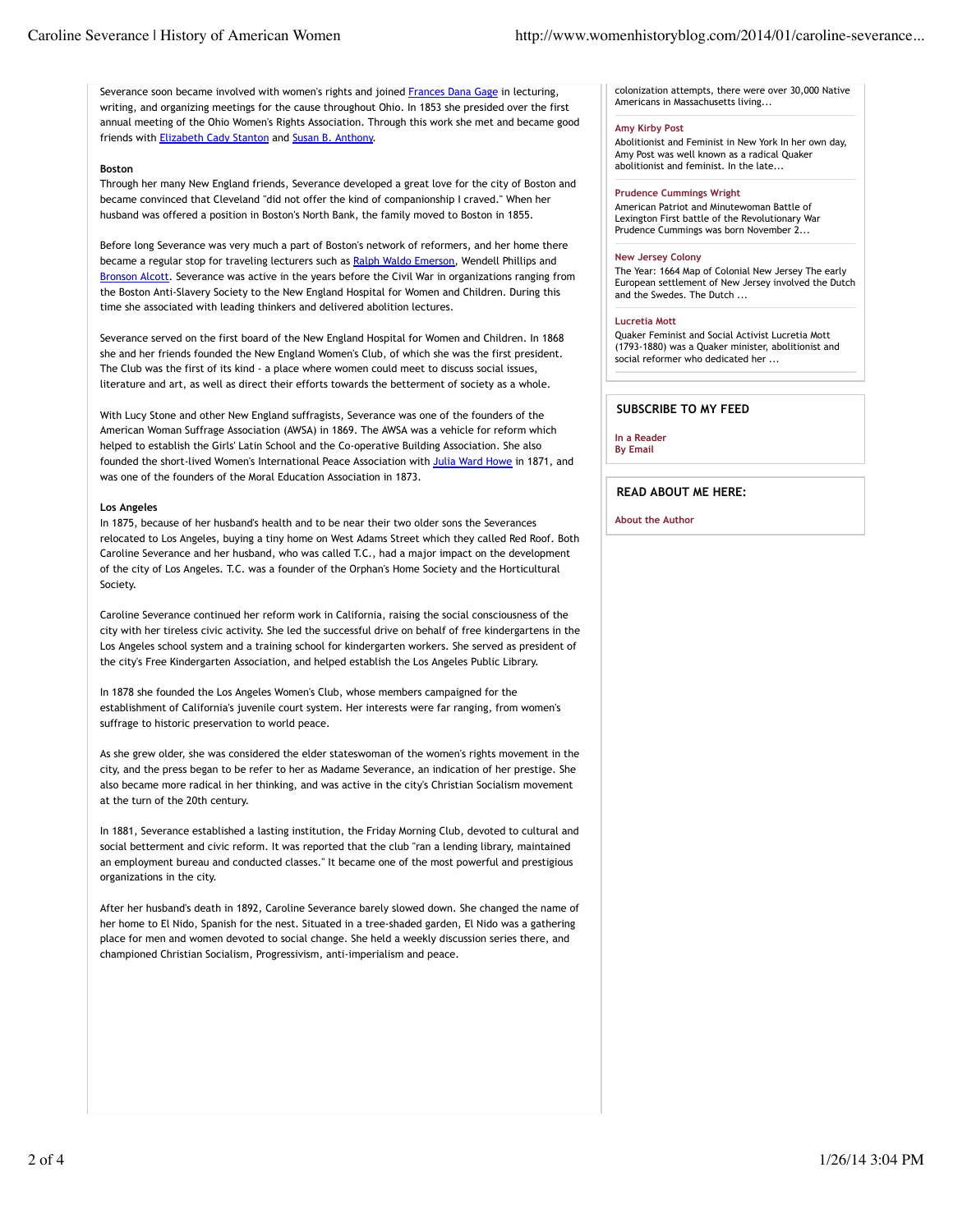Severance soon became involved with women's rights and joined Frances Dana Gage in lecturing, writing, and organizing meetings for the cause throughout Ohio. In 1853 she presided over the first annual meeting of the Ohio Women's Rights Association. Through this work she met and became good friends with Elizabeth Cady Stanton and Susan B. Anthony.

**Boston**

Through her many New England friends, Severance developed a great love for the city of Boston and became convinced that Cleveland "did not offer the kind of companionship I craved." When her husband was offered a position in Boston's North Bank, the family moved to Boston in 1855.

Before long Severance was very much a part of Boston's network of reformers, and her home there became a regular stop for traveling lecturers such as Ralph Waldo Emerson, Wendell Phillips and Bronson Alcott. Severance was active in the years before the Civil War in organizations ranging from the Boston Anti-Slavery Society to the New England Hospital for Women and Children. During this time she associated with leading thinkers and delivered abolition lectures.

Severance served on the first board of the New England Hospital for Women and Children. In 1868 she and her friends founded the New England Women's Club, of which she was the first president. The Club was the first of its kind - a place where women could meet to discuss social issues, literature and art, as well as direct their efforts towards the betterment of society as a whole.

With Lucy Stone and other New England suffragists, Severance was one of the founders of the American Woman Suffrage Association (AWSA) in 1869. The AWSA was a vehicle for reform which helped to establish the Girls' Latin School and the Co-operative Building Association. She also founded the short-lived Women's International Peace Association with Julia Ward Howe in 1871, and was one of the founders of the Moral Education Association in 1873.

**Los Angeles**

In 1875, because of her husband's health and to be near their two older sons the Severances relocated to Los Angeles, buying a tiny home on West Adams Street which they called Red Roof. Both Caroline Severance and her husband, who was called T.C., had a major impact on the development of the city of Los Angeles. T.C. was a founder of the Orphan's Home Society and the Horticultural Society.

Caroline Severance continued her reform work in California, raising the social consciousness of the city with her tireless civic activity. She led the successful drive on behalf of free kindergartens in the Los Angeles school system and a training school for kindergarten workers. She served as president of the city's Free Kindergarten Association, and helped establish the Los Angeles Public Library.

In 1878 she founded the Los Angeles Women's Club, whose members campaigned for the establishment of California's juvenile court system. Her interests were far ranging, from women's suffrage to historic preservation to world peace.

As she grew older, she was considered the elder stateswoman of the women's rights movement in the city, and the press began to be refer to her as Madame Severance, an indication of her prestige. She also became more radical in her thinking, and was active in the city's Christian Socialism movement at the turn of the 20th century.

In 1881, Severance established a lasting institution, the Friday Morning Club, devoted to cultural and social betterment and civic reform. It was reported that the club "ran a lending library, maintained an employment bureau and conducted classes." It became one of the most powerful and prestigious organizations in the city.

After her husband's death in 1892, Caroline Severance barely slowed down. She changed the name of her home to El Nido, Spanish for the nest. Situated in a tree-shaded garden, El Nido was a gathering place for men and women devoted to social change. She held a weekly discussion series there, and championed Christian Socialism, Progressivism, anti-imperialism and peace.

colonization attempts, there were over 30,000 Native Americans in Massachusetts living...

**Amy Kirby Post**
Abolitionist and Feminist in New York In her own day, Amy Post was well known as a radical Quaker abolitionist and feminist. In the late...

**Prudence Cummings Wright**
American Patriot and Minutewoman Battle of Lexington First battle of the Revolutionary War Prudence Cummings was born November 2...

**New Jersey Colony**
The Year: 1664 Map of Colonial New Jersey The early European settlement of New Jersey involved the Dutch and the Swedes. The Dutch ...

**Lucretia Mott**
Quaker Feminist and Social Activist Lucretia Mott (1793-1880) was a Quaker minister, abolitionist and social reformer who dedicated her ...

## SUBSCRIBE TO MY FEED

In a Reader
By Email

## READ ABOUT ME HERE:

About the Author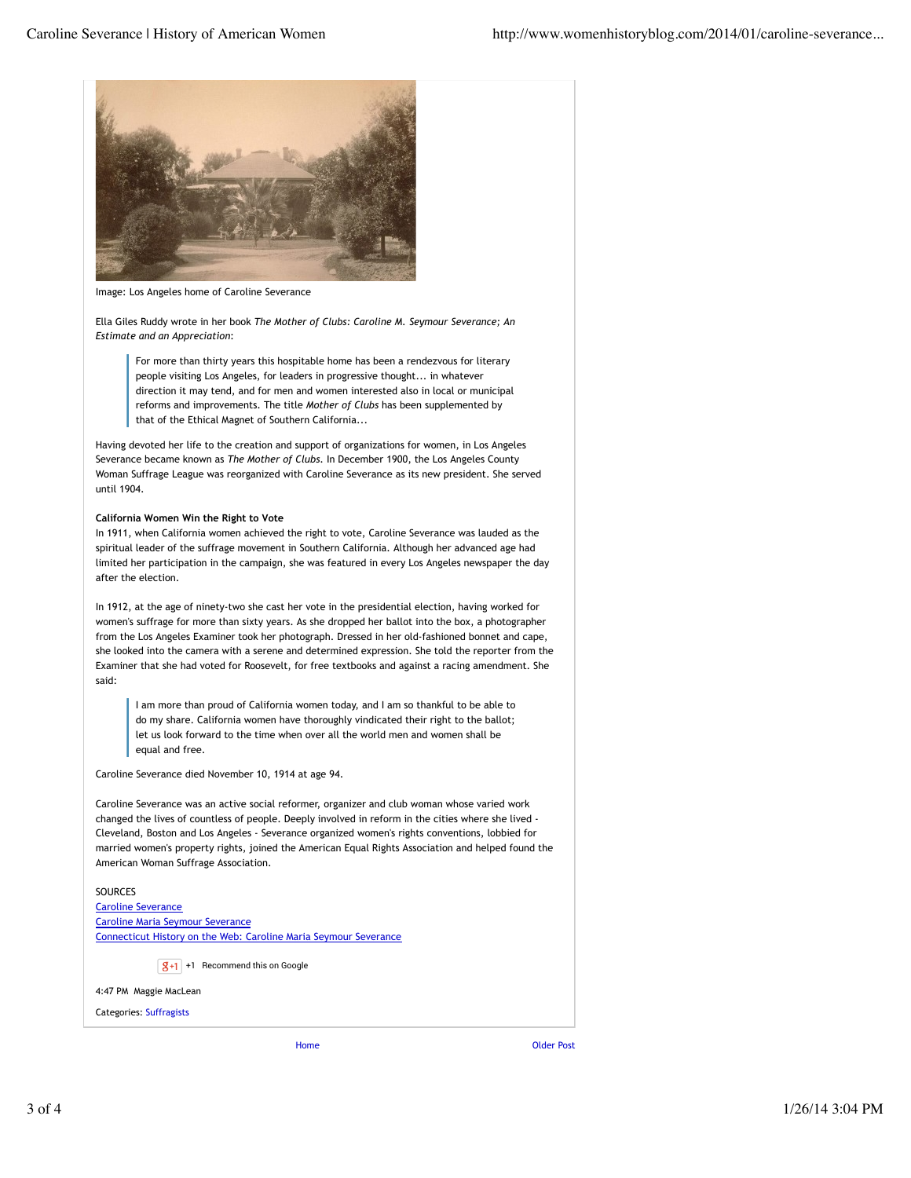Image: Los Angeles home of Caroline Severance

Ella Giles Ruddy wrote in her book *The Mother of Clubs: Caroline M. Seymour Severance; An Estimate and an Appreciation*:

> For more than thirty years this hospitable home has been a rendezvous for literary people visiting Los Angeles, for leaders in progressive thought... in whatever direction it may tend, and for men and women interested also in local or municipal reforms and improvements. The title *Mother of Clubs* has been supplemented by that of the Ethical Magnet of Southern California...

Having devoted her life to the creation and support of organizations for women, in Los Angeles Severance became known as *The Mother of Clubs.* In December 1900, the Los Angeles County Woman Suffrage League was reorganized with Caroline Severance as its new president. She served until 1904.

**California Women Win the Right to Vote**

In 1911, when California women achieved the right to vote, Caroline Severance was lauded as the spiritual leader of the suffrage movement in Southern California. Although her advanced age had limited her participation in the campaign, she was featured in every Los Angeles newspaper the day after the election.

In 1912, at the age of ninety-two she cast her vote in the presidential election, having worked for women's suffrage for more than sixty years. As she dropped her ballot into the box, a photographer from the Los Angeles Examiner took her photograph. Dressed in her old-fashioned bonnet and cape, she looked into the camera with a serene and determined expression. She told the reporter from the Examiner that she had voted for Roosevelt, for free textbooks and against a racing amendment. She said:

> I am more than proud of California women today, and I am so thankful to be able to do my share. California women have thoroughly vindicated their right to the ballot; let us look forward to the time when over all the world men and women shall be equal and free.

Caroline Severance died November 10, 1914 at age 94.

Caroline Severance was an active social reformer, organizer and club woman whose varied work changed the lives of countless of people. Deeply involved in reform in the cities where she lived - Cleveland, Boston and Los Angeles - Severance organized women's rights conventions, lobbied for married women's property rights, joined the American Equal Rights Association and helped found the American Woman Suffrage Association.

SOURCES

Caroline Severance

Caroline Maria Seymour Severance

Connecticut History on the Web: Caroline Maria Seymour Severance

+1 Recommend this on Google

4:47 PM Maggie MacLean

Categories: Suffragists

Home Older Post